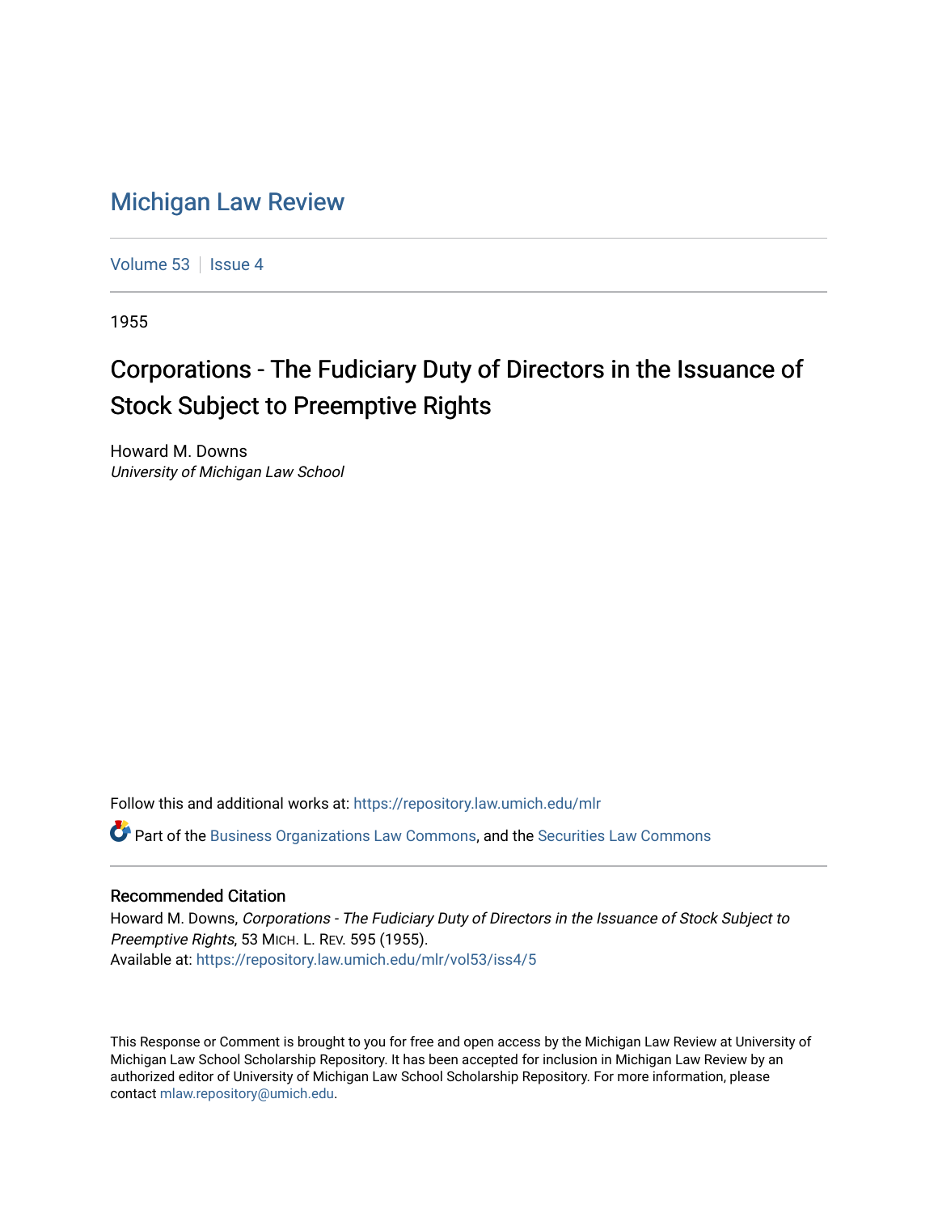# Michigan Law Review

Volume 53 | Issue 4

1955

## Corporations - The Fudiciary Duty of Directors in the Issuance of Stock Subject to Preemptive Rights

Howard M. Downs
*University of Michigan Law School*

Follow this and additional works at: https://repository.law.umich.edu/mlr

Part of the Business Organizations Law Commons, and the Securities Law Commons

### Recommended Citation

Howard M. Downs, *Corporations - The Fudiciary Duty of Directors in the Issuance of Stock Subject to Preemptive Rights*, 53 MICH. L. REV. 595 (1955).
Available at: https://repository.law.umich.edu/mlr/vol53/iss4/5

This Response or Comment is brought to you for free and open access by the Michigan Law Review at University of Michigan Law School Scholarship Repository. It has been accepted for inclusion in Michigan Law Review by an authorized editor of University of Michigan Law School Scholarship Repository. For more information, please contact mlaw.repository@umich.edu.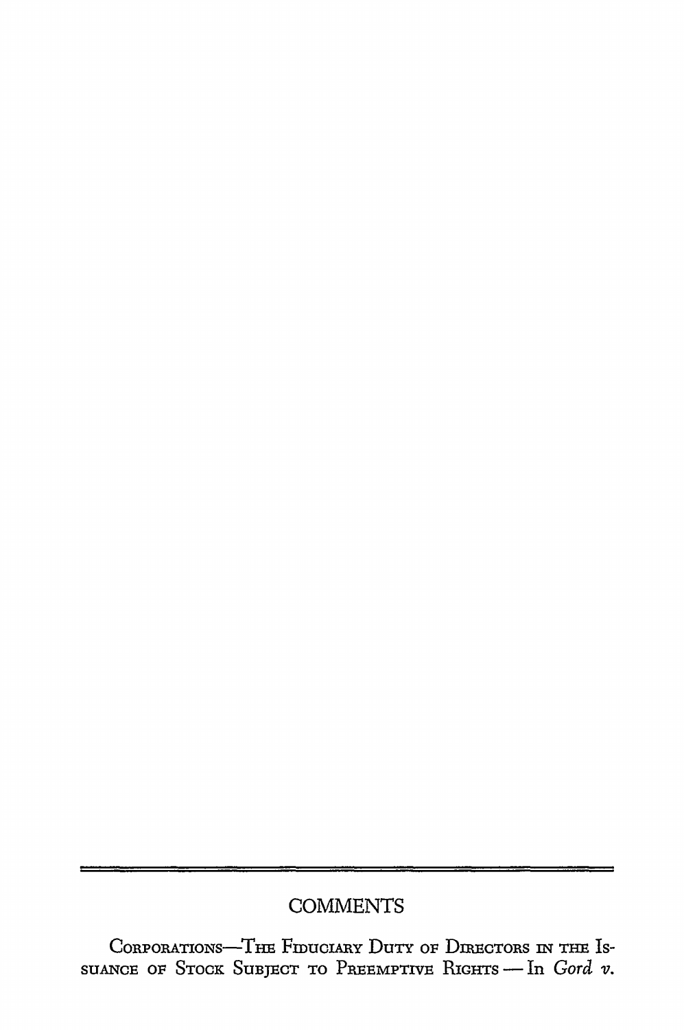## COMMENTS

Corporations—The Fiduciary Duty of Directors in the Issuance of Stock Subject to Preemptive Rights — In *Gord v.*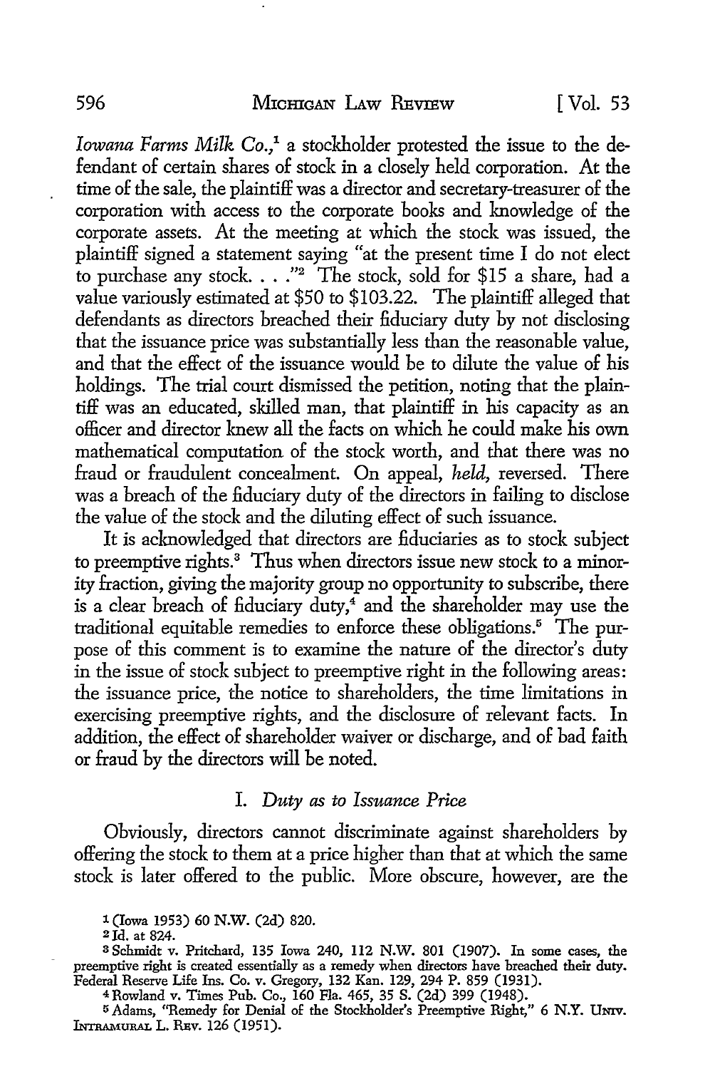*Iowana Farms Milk Co.*,[1] a stockholder protested the issue to the defendant of certain shares of stock in a closely held corporation. At the time of the sale, the plaintiff was a director and secretary-treasurer of the corporation with access to the corporate books and knowledge of the corporate assets. At the meeting at which the stock was issued, the plaintiff signed a statement saying "at the present time I do not elect to purchase any stock. . . ."[2] The stock, sold for $15 a share, had a value variously estimated at $50 to $103.22. The plaintiff alleged that defendants as directors breached their fiduciary duty by not disclosing that the issuance price was substantially less than the reasonable value, and that the effect of the issuance would be to dilute the value of his holdings. The trial court dismissed the petition, noting that the plaintiff was an educated, skilled man, that plaintiff in his capacity as an officer and director knew all the facts on which he could make his own mathematical computation of the stock worth, and that there was no fraud or fraudulent concealment. On appeal, *held,* reversed. There was a breach of the fiduciary duty of the directors in failing to disclose the value of the stock and the diluting effect of such issuance.

It is acknowledged that directors are fiduciaries as to stock subject to preemptive rights.[3] Thus when directors issue new stock to a minority fraction, giving the majority group no opportunity to subscribe, there is a clear breach of fiduciary duty,[4] and the shareholder may use the traditional equitable remedies to enforce these obligations.[5] The purpose of this comment is to examine the nature of the director's duty in the issue of stock subject to preemptive right in the following areas: the issuance price, the notice to shareholders, the time limitations in exercising preemptive rights, and the disclosure of relevant facts. In addition, the effect of shareholder waiver or discharge, and of bad faith or fraud by the directors will be noted.

## I. *Duty as to Issuance Price*

Obviously, directors cannot discriminate against shareholders by offering the stock to them at a price higher than that at which the same stock is later offered to the public. More obscure, however, are the

---

[1] (Iowa 1953) 60 N.W. (2d) 820.

[2] Id. at 824.

[3] Schmidt v. Pritchard, 135 Iowa 240, 112 N.W. 801 (1907). In some cases, the preemptive right is created essentially as a remedy when directors have breached their duty. Federal Reserve Life Ins. Co. v. Gregory, 132 Kan. 129, 294 P. 859 (1931).

[4] Rowland v. Times Pub. Co., 160 Fla. 465, 35 S. (2d) 399 (1948).

[5] Adams, "Remedy for Denial of the Stockholder's Preemptive Right," 6 N.Y. Univ. Intramural L. Rev. 126 (1951).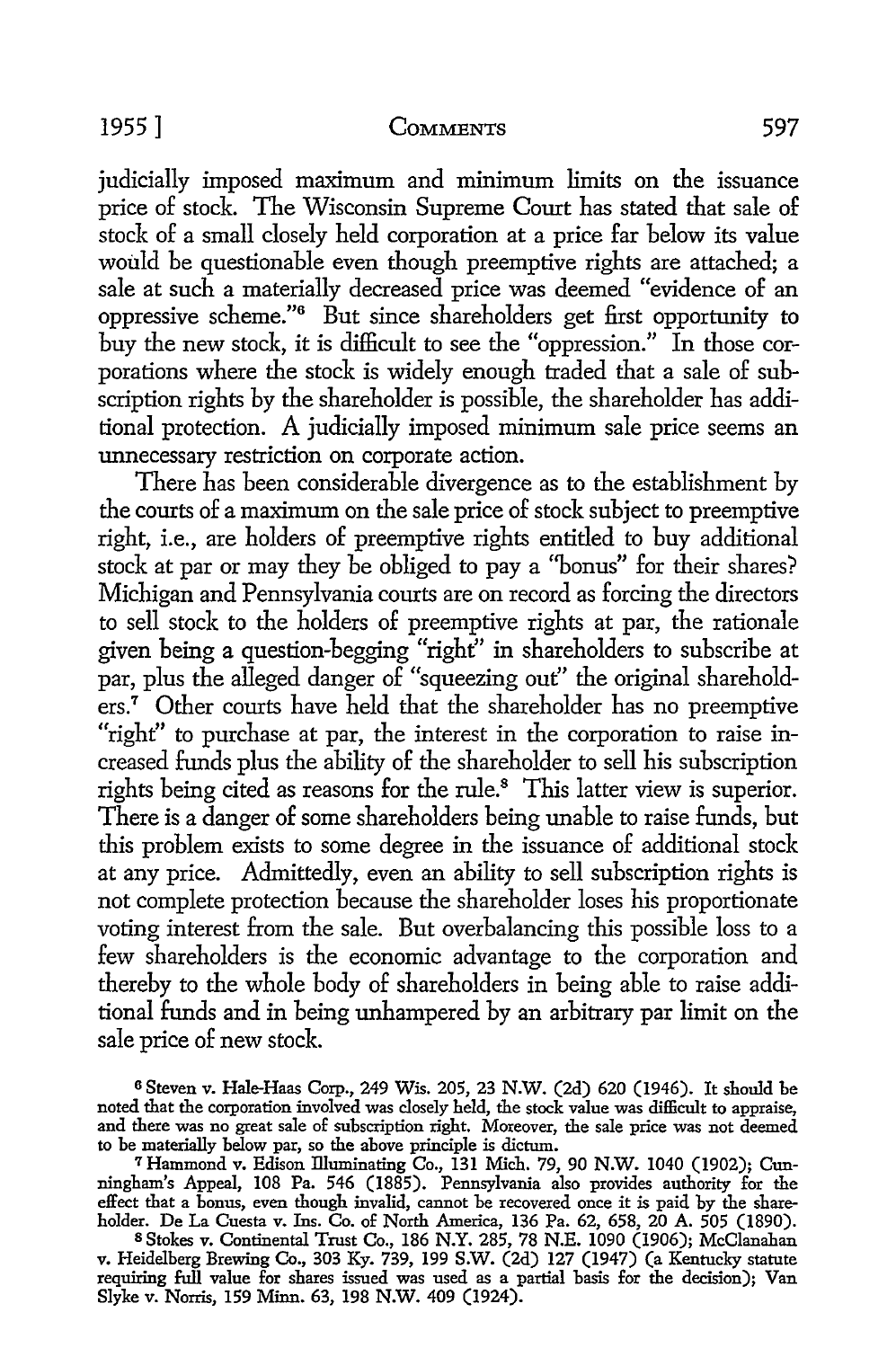judicially imposed maximum and minimum limits on the issuance price of stock. The Wisconsin Supreme Court has stated that sale of stock of a small closely held corporation at a price far below its value would be questionable even though preemptive rights are attached; a sale at such a materially decreased price was deemed "evidence of an oppressive scheme."[6] But since shareholders get first opportunity to buy the new stock, it is difficult to see the "oppression." In those corporations where the stock is widely enough traded that a sale of subscription rights by the shareholder is possible, the shareholder has additional protection. A judicially imposed minimum sale price seems an unnecessary restriction on corporate action.

There has been considerable divergence as to the establishment by the courts of a maximum on the sale price of stock subject to preemptive right, i.e., are holders of preemptive rights entitled to buy additional stock at par or may they be obliged to pay a "bonus" for their shares? Michigan and Pennsylvania courts are on record as forcing the directors to sell stock to the holders of preemptive rights at par, the rationale given being a question-begging "right" in shareholders to subscribe at par, plus the alleged danger of "squeezing out" the original shareholders.[7] Other courts have held that the shareholder has no preemptive "right" to purchase at par, the interest in the corporation to raise increased funds plus the ability of the shareholder to sell his subscription rights being cited as reasons for the rule.[8] This latter view is superior. There is a danger of some shareholders being unable to raise funds, but this problem exists to some degree in the issuance of additional stock at any price. Admittedly, even an ability to sell subscription rights is not complete protection because the shareholder loses his proportionate voting interest from the sale. But overbalancing this possible loss to a few shareholders is the economic advantage to the corporation and thereby to the whole body of shareholders in being able to raise additional funds and in being unhampered by an arbitrary par limit on the sale price of new stock.

[6] Steven v. Hale-Haas Corp., 249 Wis. 205, 23 N.W. (2d) 620 (1946). It should be noted that the corporation involved was closely held, the stock value was difficult to appraise, and there was no great sale of subscription right. Moreover, the sale price was not deemed to be materially below par, so the above principle is dictum.

[7] Hammond v. Edison Illuminating Co., 131 Mich. 79, 90 N.W. 1040 (1902); Cunningham's Appeal, 108 Pa. 546 (1885). Pennsylvania also provides authority for the effect that a bonus, even though invalid, cannot be recovered once it is paid by the shareholder. De La Cuesta v. Ins. Co. of North America, 136 Pa. 62, 658, 20 A. 505 (1890).

[8] Stokes v. Continental Trust Co., 186 N.Y. 285, 78 N.E. 1090 (1906); McClanahan v. Heidelberg Brewing Co., 303 Ky. 739, 199 S.W. (2d) 127 (1947) (a Kentucky statute requiring full value for shares issued was used as a partial basis for the decision); Van Slyke v. Norris, 159 Minn. 63, 198 N.W. 409 (1924).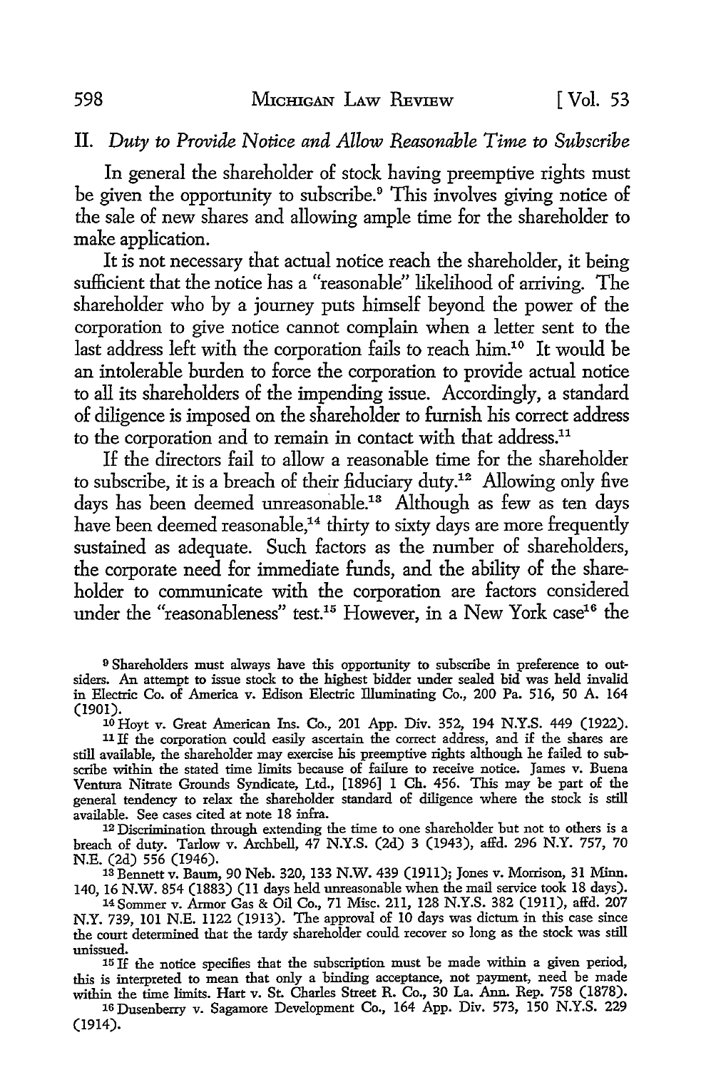## II. *Duty to Provide Notice and Allow Reasonable Time to Subscribe*

In general the shareholder of stock having preemptive rights must be given the opportunity to subscribe.[9] This involves giving notice of the sale of new shares and allowing ample time for the shareholder to make application.

It is not necessary that actual notice reach the shareholder, it being sufficient that the notice has a "reasonable" likelihood of arriving. The shareholder who by a journey puts himself beyond the power of the corporation to give notice cannot complain when a letter sent to the last address left with the corporation fails to reach him.[10] It would be an intolerable burden to force the corporation to provide actual notice to all its shareholders of the impending issue. Accordingly, a standard of diligence is imposed on the shareholder to furnish his correct address to the corporation and to remain in contact with that address.[11]

If the directors fail to allow a reasonable time for the shareholder to subscribe, it is a breach of their fiduciary duty.[12] Allowing only five days has been deemed unreasonable.[13] Although as few as ten days have been deemed reasonable,[14] thirty to sixty days are more frequently sustained as adequate. Such factors as the number of shareholders, the corporate need for immediate funds, and the ability of the shareholder to communicate with the corporation are factors considered under the "reasonableness" test.[15] However, in a New York case[16] the

---

[9] Shareholders must always have this opportunity to subscribe in preference to outsiders. An attempt to issue stock to the highest bidder under sealed bid was held invalid in Electric Co. of America v. Edison Electric Illuminating Co., 200 Pa. 516, 50 A. 164 (1901).

[10] Hoyt v. Great American Ins. Co., 201 App. Div. 352, 194 N.Y.S. 449 (1922).

[11] If the corporation could easily ascertain the correct address, and if the shares are still available, the shareholder may exercise his preemptive rights although he failed to subscribe within the stated time limits because of failure to receive notice. James v. Buena Ventura Nitrate Grounds Syndicate, Ltd., [1896] 1 Ch. 456. This may be part of the general tendency to relax the shareholder standard of diligence where the stock is still available. See cases cited at note 18 infra.

[12] Discrimination through extending the time to one shareholder but not to others is a breach of duty. Tarlow v. Archbell, 47 N.Y.S. (2d) 3 (1943), affd. 296 N.Y. 757, 70 N.E. (2d) 556 (1946).

[13] Bennett v. Baum, 90 Neb. 320, 133 N.W. 439 (1911); Jones v. Morrison, 31 Minn. 140, 16 N.W. 854 (1883) (11 days held unreasonable when the mail service took 18 days).

[14] Sommer v. Armor Gas & Oil Co., 71 Misc. 211, 128 N.Y.S. 382 (1911), affd. 207 N.Y. 739, 101 N.E. 1122 (1913). The approval of 10 days was dictum in this case since the court determined that the tardy shareholder could recover so long as the stock was still unissued.

[15] If the notice specifies that the subscription must be made within a given period, this is interpreted to mean that only a binding acceptance, not payment, need be made within the time limits. Hart v. St. Charles Street R. Co., 30 La. Ann. Rep. 758 (1878).

[16] Dusenberry v. Sagamore Development Co., 164 App. Div. 573, 150 N.Y.S. 229 (1914).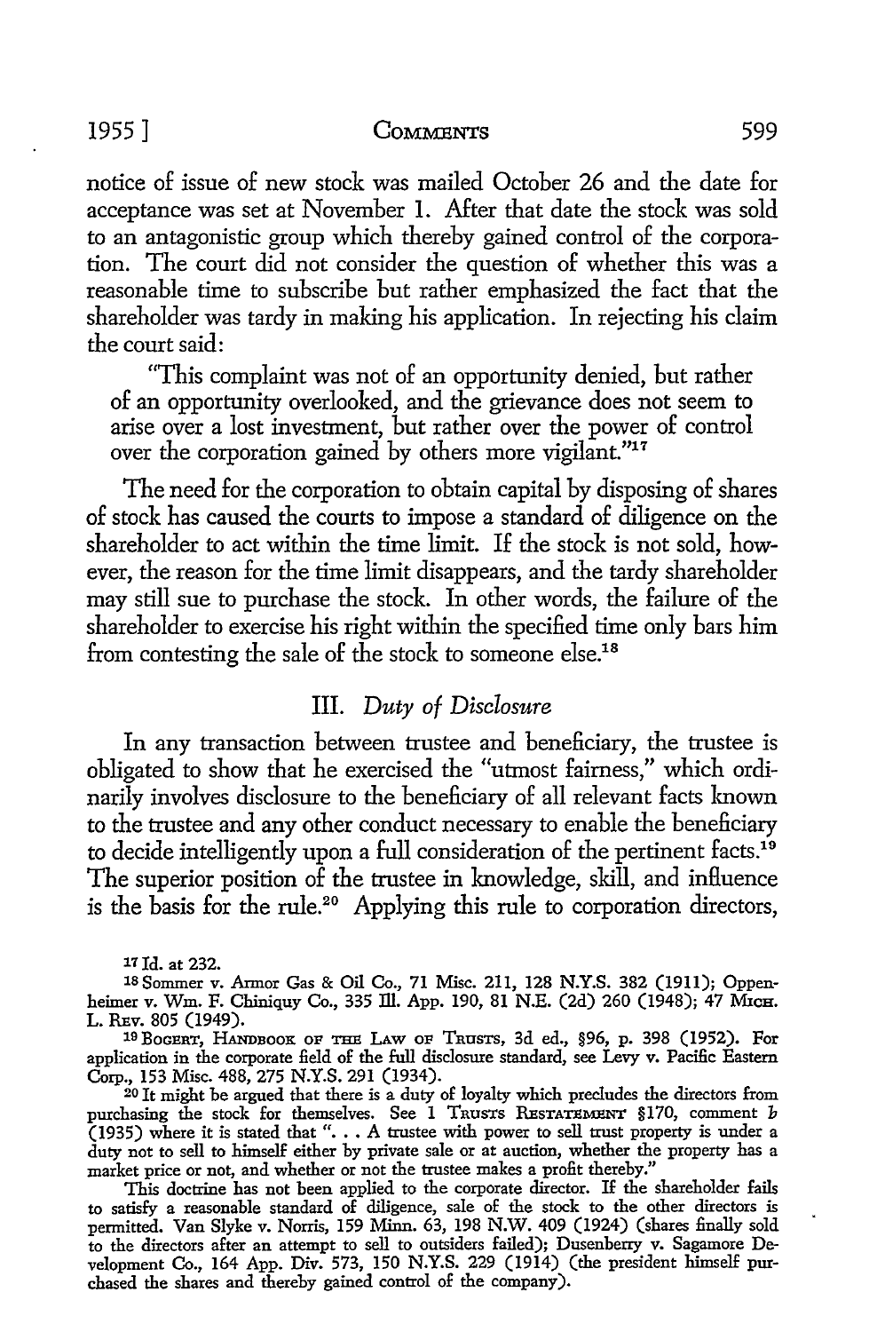notice of issue of new stock was mailed October 26 and the date for acceptance was set at November 1. After that date the stock was sold to an antagonistic group which thereby gained control of the corporation. The court did not consider the question of whether this was a reasonable time to subscribe but rather emphasized the fact that the shareholder was tardy in making his application. In rejecting his claim the court said:

> "This complaint was not of an opportunity denied, but rather of an opportunity overlooked, and the grievance does not seem to arise over a lost investment, but rather over the power of control over the corporation gained by others more vigilant."[17]

The need for the corporation to obtain capital by disposing of shares of stock has caused the courts to impose a standard of diligence on the shareholder to act within the time limit. If the stock is not sold, however, the reason for the time limit disappears, and the tardy shareholder may still sue to purchase the stock. In other words, the failure of the shareholder to exercise his right within the specified time only bars him from contesting the sale of the stock to someone else.[18]

### III. *Duty of Disclosure*

In any transaction between trustee and beneficiary, the trustee is obligated to show that he exercised the "utmost fairness," which ordinarily involves disclosure to the beneficiary of all relevant facts known to the trustee and any other conduct necessary to enable the beneficiary to decide intelligently upon a full consideration of the pertinent facts.[19] The superior position of the trustee in knowledge, skill, and influence is the basis for the rule.[20] Applying this rule to corporation directors,

---

[17] Id. at 232.

[18] Sommer v. Armor Gas & Oil Co., 71 Misc. 211, 128 N.Y.S. 382 (1911); Oppenheimer v. Wm. F. Chiniquy Co., 335 Ill. App. 190, 81 N.E. (2d) 260 (1948); 47 Mich. L. Rev. 805 (1949).

[19] Bogert, Handbook of the Law of Trusts, 3d ed., §96, p. 398 (1952). For application in the corporate field of the full disclosure standard, see Levy v. Pacific Eastern Corp., 153 Misc. 488, 275 N.Y.S. 291 (1934).

[20] It might be argued that there is a duty of loyalty which precludes the directors from purchasing the stock for themselves. See 1 Trusts Restatement §170, comment *b* (1935) where it is stated that ". . . A trustee with power to sell trust property is under a duty not to sell to himself either by private sale or at auction, whether the property has a market price or not, and whether or not the trustee makes a profit thereby."

This doctrine has not been applied to the corporate director. If the shareholder fails to satisfy a reasonable standard of diligence, sale of the stock to the other directors is permitted. Van Slyke v. Norris, 159 Minn. 63, 198 N.W. 409 (1924) (shares finally sold to the directors after an attempt to sell to outsiders failed); Dusenberry v. Sagamore Development Co., 164 App. Div. 573, 150 N.Y.S. 229 (1914) (the president himself purchased the shares and thereby gained control of the company).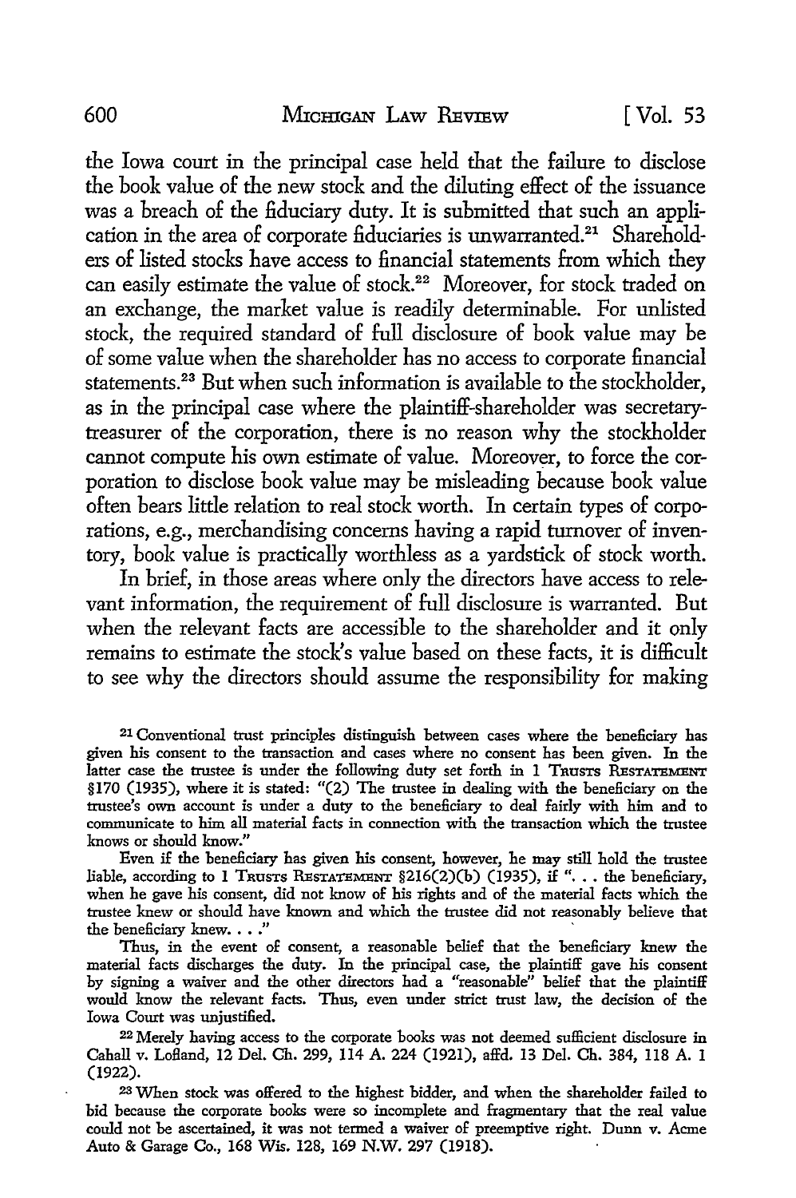the Iowa court in the principal case held that the failure to disclose the book value of the new stock and the diluting effect of the issuance was a breach of the fiduciary duty. It is submitted that such an application in the area of corporate fiduciaries is unwarranted.[21] Shareholders of listed stocks have access to financial statements from which they can easily estimate the value of stock.[22] Moreover, for stock traded on an exchange, the market value is readily determinable. For unlisted stock, the required standard of full disclosure of book value may be of some value when the shareholder has no access to corporate financial statements.[23] But when such information is available to the stockholder, as in the principal case where the plaintiff-shareholder was secretary-treasurer of the corporation, there is no reason why the stockholder cannot compute his own estimate of value. Moreover, to force the corporation to disclose book value may be misleading because book value often bears little relation to real stock worth. In certain types of corporations, e.g., merchandising concerns having a rapid turnover of inventory, book value is practically worthless as a yardstick of stock worth.

In brief, in those areas where only the directors have access to relevant information, the requirement of full disclosure is warranted. But when the relevant facts are accessible to the shareholder and it only remains to estimate the stock's value based on these facts, it is difficult to see why the directors should assume the responsibility for making

[21] Conventional trust principles distinguish between cases where the beneficiary has given his consent to the transaction and cases where no consent has been given. In the latter case the trustee is under the following duty set forth in 1 TRUSTS RESTATEMENT §170 (1935), where it is stated: "(2) The trustee in dealing with the beneficiary on the trustee's own account is under a duty to the beneficiary to deal fairly with him and to communicate to him all material facts in connection with the transaction which the trustee knows or should know."

Even if the beneficiary has given his consent, however, he may still hold the trustee liable, according to 1 TRUSTS RESTATEMENT §216(2)(b) (1935), if ". . . the beneficiary, when he gave his consent, did not know of his rights and of the material facts which the trustee knew or should have known and which the trustee did not reasonably believe that the beneficiary knew. . . ."

Thus, in the event of consent, a reasonable belief that the beneficiary knew the material facts discharges the duty. In the principal case, the plaintiff gave his consent by signing a waiver and the other directors had a "reasonable" belief that the plaintiff would know the relevant facts. Thus, even under strict trust law, the decision of the Iowa Court was unjustified.

[22] Merely having access to the corporate books was not deemed sufficient disclosure in Cahall v. Lofland, 12 Del. Ch. 299, 114 A. 224 (1921), affd. 13 Del. Ch. 384, 118 A. 1 (1922).

[23] When stock was offered to the highest bidder, and when the shareholder failed to bid because the corporate books were so incomplete and fragmentary that the real value could not be ascertained, it was not termed a waiver of preemptive right. Dunn v. Acme Auto & Garage Co., 168 Wis. 128, 169 N.W. 297 (1918).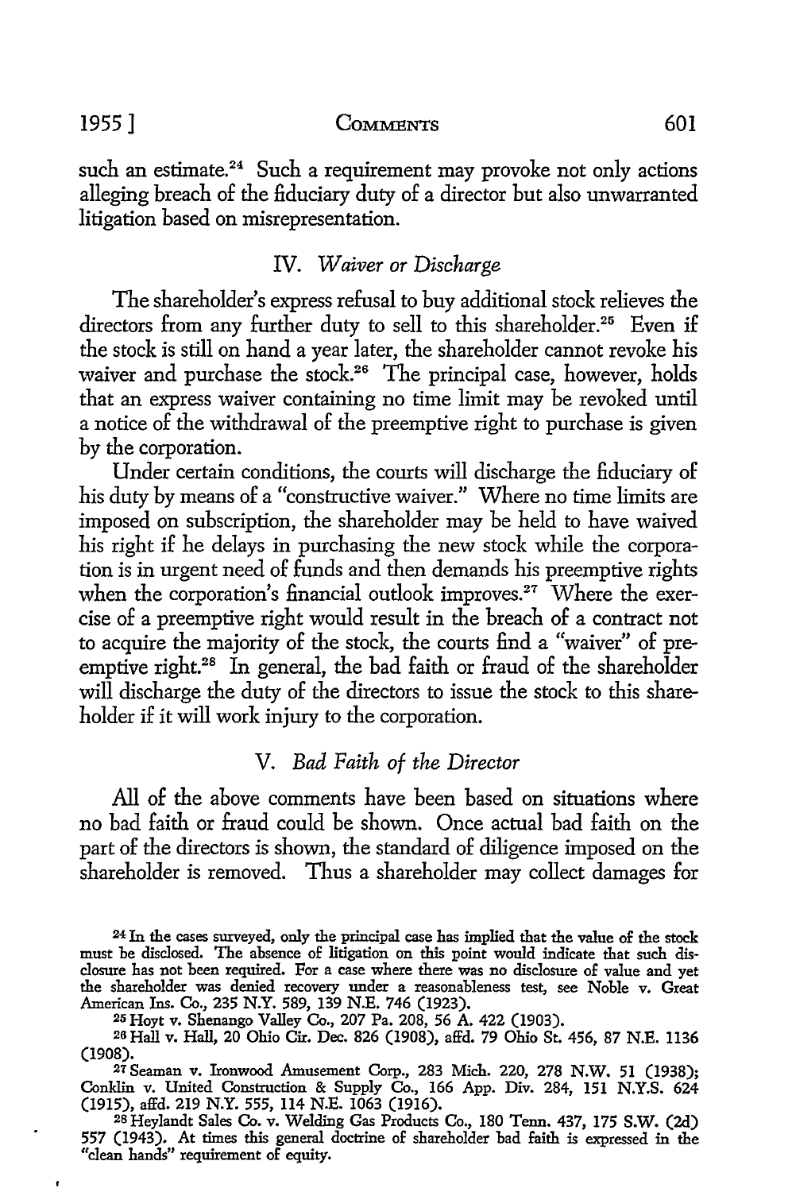such an estimate.[24] Such a requirement may provoke not only actions alleging breach of the fiduciary duty of a director but also unwarranted litigation based on misrepresentation.

### IV. *Waiver or Discharge*

The shareholder's express refusal to buy additional stock relieves the directors from any further duty to sell to this shareholder.[25] Even if the stock is still on hand a year later, the shareholder cannot revoke his waiver and purchase the stock.[26] The principal case, however, holds that an express waiver containing no time limit may be revoked until a notice of the withdrawal of the preemptive right to purchase is given by the corporation.

Under certain conditions, the courts will discharge the fiduciary of his duty by means of a "constructive waiver." Where no time limits are imposed on subscription, the shareholder may be held to have waived his right if he delays in purchasing the new stock while the corporation is in urgent need of funds and then demands his preemptive rights when the corporation's financial outlook improves.[27] Where the exercise of a preemptive right would result in the breach of a contract not to acquire the majority of the stock, the courts find a "waiver" of preemptive right.[28] In general, the bad faith or fraud of the shareholder will discharge the duty of the directors to issue the stock to this shareholder if it will work injury to the corporation.

### V. *Bad Faith of the Director*

All of the above comments have been based on situations where no bad faith or fraud could be shown. Once actual bad faith on the part of the directors is shown, the standard of diligence imposed on the shareholder is removed. Thus a shareholder may collect damages for

---

[24] In the cases surveyed, only the principal case has implied that the value of the stock must be disclosed. The absence of litigation on this point would indicate that such disclosure has not been required. For a case where there was no disclosure of value and yet the shareholder was denied recovery under a reasonableness test, see Noble v. Great American Ins. Co., 235 N.Y. 589, 139 N.E. 746 (1923).

[25] Hoyt v. Shenango Valley Co., 207 Pa. 208, 56 A. 422 (1903).

[26] Hall v. Hall, 20 Ohio Cir. Dec. 826 (1908), affd. 79 Ohio St. 456, 87 N.E. 1136 (1908).

[27] Seaman v. Ironwood Amusement Corp., 283 Mich. 220, 278 N.W. 51 (1938); Conklin v. United Construction & Supply Co., 166 App. Div. 284, 151 N.Y.S. 624 (1915), affd. 219 N.Y. 555, 114 N.E. 1063 (1916).

[28] Heylandt Sales Co. v. Welding Gas Products Co., 180 Tenn. 437, 175 S.W. (2d) 557 (1943). At times this general doctrine of shareholder bad faith is expressed in the "clean hands" requirement of equity.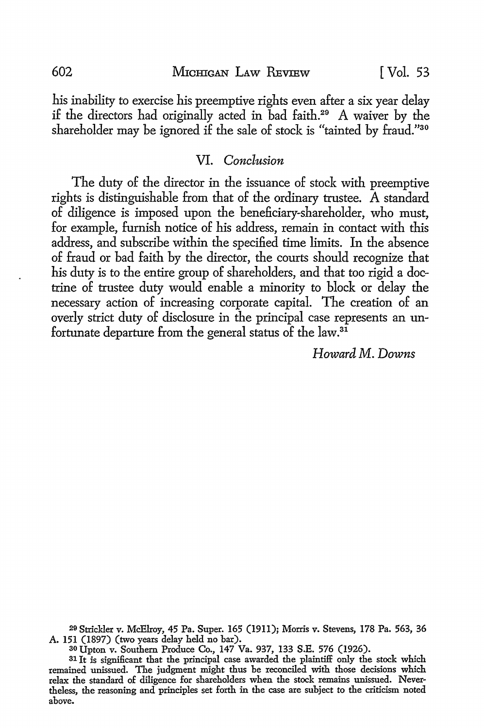his inability to exercise his preemptive rights even after a six year delay if the directors had originally acted in bad faith.[29] A waiver by the shareholder may be ignored if the sale of stock is "tainted by fraud."[30]

## VI. *Conclusion*

The duty of the director in the issuance of stock with preemptive rights is distinguishable from that of the ordinary trustee. A standard of diligence is imposed upon the beneficiary-shareholder, who must, for example, furnish notice of his address, remain in contact with this address, and subscribe within the specified time limits. In the absence of fraud or bad faith by the director, the courts should recognize that his duty is to the entire group of shareholders, and that too rigid a doctrine of trustee duty would enable a minority to block or delay the necessary action of increasing corporate capital. The creation of an overly strict duty of disclosure in the principal case represents an unfortunate departure from the general status of the law.[31]

*Howard M. Downs*

---

[29] Strickler v. McElroy, 45 Pa. Super. 165 (1911); Morris v. Stevens, 178 Pa. 563, 36 A. 151 (1897) (two years delay held no bar).

[30] Upton v. Southern Produce Co., 147 Va. 937, 133 S.E. 576 (1926).

[31] It is significant that the principal case awarded the plaintiff only the stock which remained unissued. The judgment might thus be reconciled with those decisions which relax the standard of diligence for shareholders when the stock remains unissued. Nevertheless, the reasoning and principles set forth in the case are subject to the criticism noted above.